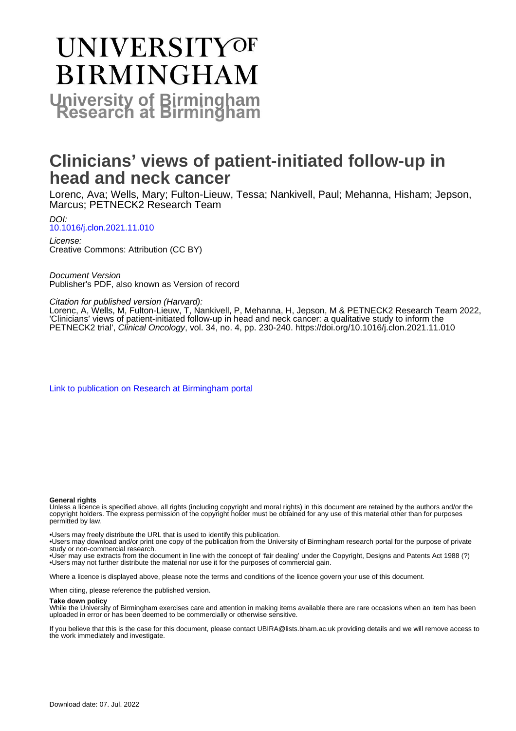# UNIVERSITY OF BIRMINGHAM

**University of Birmingham Research at Birmingham**

# Clinicians' views of patient-initiated follow-up in head and neck cancer

Lorenc, Ava; Wells, Mary; Fulton-Lieuw, Tessa; Nankivell, Paul; Mehanna, Hisham; Jepson, Marcus; PETNECK2 Research Team

*DOI:*
[10.1016/j.clon.2021.11.010](https://doi.org/10.1016/j.clon.2021.11.010)

*License:*
Creative Commons: Attribution (CC BY)

*Document Version*
Publisher's PDF, also known as Version of record

*Citation for published version (Harvard):*
Lorenc, A, Wells, M, Fulton-Lieuw, T, Nankivell, P, Mehanna, H, Jepson, M & PETNECK2 Research Team 2022, 'Clinicians' views of patient-initiated follow-up in head and neck cancer: a qualitative study to inform the PETNECK2 trial', *Clinical Oncology*, vol. 34, no. 4, pp. 230-240. https://doi.org/10.1016/j.clon.2021.11.010

[Link to publication on Research at Birmingham portal]

**General rights**
Unless a licence is specified above, all rights (including copyright and moral rights) in this document are retained by the authors and/or the copyright holders. The express permission of the copyright holder must be obtained for any use of this material other than for purposes permitted by law.

•Users may freely distribute the URL that is used to identify this publication.
•Users may download and/or print one copy of the publication from the University of Birmingham research portal for the purpose of private study or non-commercial research.
•User may use extracts from the document in line with the concept of 'fair dealing' under the Copyright, Designs and Patents Act 1988 (?)
•Users may not further distribute the material nor use it for the purposes of commercial gain.

Where a licence is displayed above, please note the terms and conditions of the licence govern your use of this document.

When citing, please reference the published version.

**Take down policy**
While the University of Birmingham exercises care and attention in making items available there are rare occasions when an item has been uploaded in error or has been deemed to be commercially or otherwise sensitive.

If you believe that this is the case for this document, please contact UBIRA@lists.bham.ac.uk providing details and we will remove access to the work immediately and investigate.

Download date: 07. Jul. 2022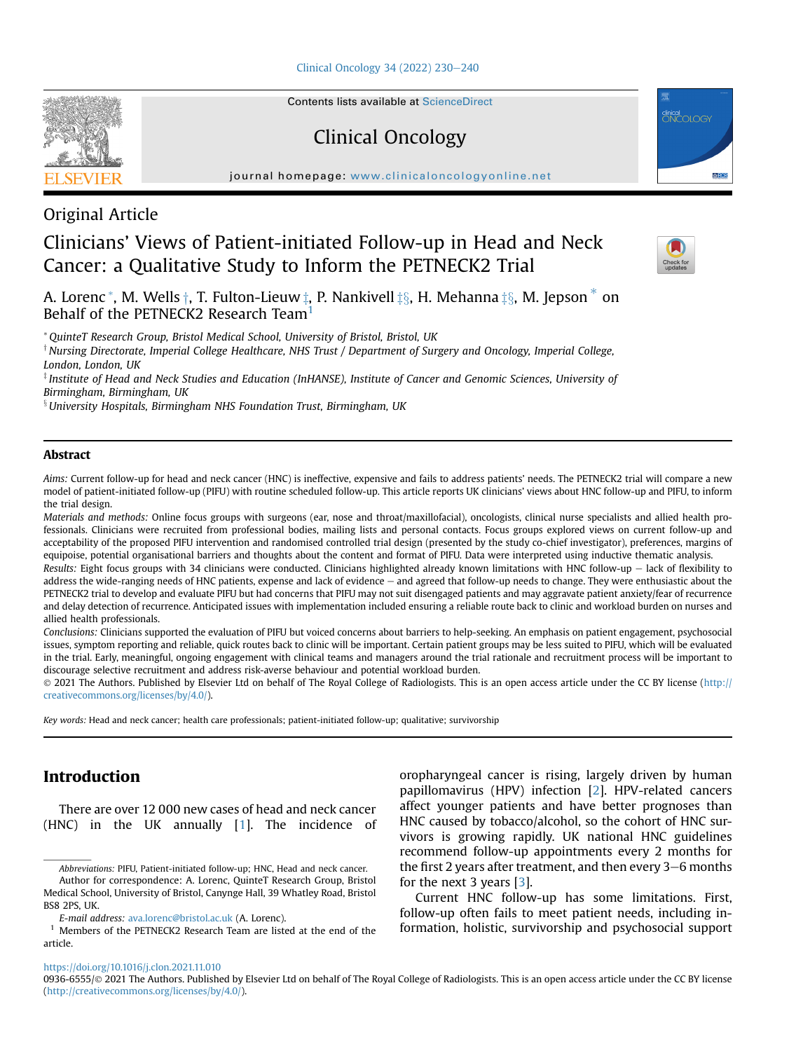Original Article

# Clinicians' Views of Patient-initiated Follow-up in Head and Neck Cancer: a Qualitative Study to Inform the PETNECK2 Trial

A. Lorenc [*], M. Wells [†], T. Fulton-Lieuw [‡], P. Nankivell [‡,§], H. Mehanna [‡,§], M. Jepson [*] on Behalf of the PETNECK2 Research Team[1]

[*] QuinteT Research Group, Bristol Medical School, University of Bristol, Bristol, UK

[†] Nursing Directorate, Imperial College Healthcare, NHS Trust / Department of Surgery and Oncology, Imperial College, London, London, UK

[‡] Institute of Head and Neck Studies and Education (InHANSE), Institute of Cancer and Genomic Sciences, University of Birmingham, Birmingham, UK

[§] University Hospitals, Birmingham NHS Foundation Trust, Birmingham, UK

## Abstract

*Aims:* Current follow-up for head and neck cancer (HNC) is ineffective, expensive and fails to address patients' needs. The PETNECK2 trial will compare a new model of patient-initiated follow-up (PIFU) with routine scheduled follow-up. This article reports UK clinicians' views about HNC follow-up and PIFU, to inform the trial design.

*Materials and methods:* Online focus groups with surgeons (ear, nose and throat/maxillofacial), oncologists, clinical nurse specialists and allied health professionals. Clinicians were recruited from professional bodies, mailing lists and personal contacts. Focus groups explored views on current follow-up and acceptability of the proposed PIFU intervention and randomised controlled trial design (presented by the study co-chief investigator), preferences, margins of equipoise, potential organisational barriers and thoughts about the content and format of PIFU. Data were interpreted using inductive thematic analysis.

*Results:* Eight focus groups with 34 clinicians were conducted. Clinicians highlighted already known limitations with HNC follow-up – lack of flexibility to address the wide-ranging needs of HNC patients, expense and lack of evidence – and agreed that follow-up needs to change. They were enthusiastic about the PETNECK2 trial to develop and evaluate PIFU but had concerns that PIFU may not suit disengaged patients and may aggravate patient anxiety/fear of recurrence and delay detection of recurrence. Anticipated issues with implementation included ensuring a reliable route back to clinic and workload burden on nurses and allied health professionals.

*Conclusions:* Clinicians supported the evaluation of PIFU but voiced concerns about barriers to help-seeking. An emphasis on patient engagement, psychosocial issues, symptom reporting and reliable, quick routes back to clinic will be important. Certain patient groups may be less suited to PIFU, which will be evaluated in the trial. Early, meaningful, ongoing engagement with clinical teams and managers around the trial rationale and recruitment process will be important to discourage selective recruitment and address risk-averse behaviour and potential workload burden.

© 2021 The Authors. Published by Elsevier Ltd on behalf of The Royal College of Radiologists. This is an open access article under the CC BY license (http://creativecommons.org/licenses/by/4.0/).

*Key words:* Head and neck cancer; health care professionals; patient-initiated follow-up; qualitative; survivorship

## Introduction

There are over 12 000 new cases of head and neck cancer (HNC) in the UK annually [1]. The incidence of oropharyngeal cancer is rising, largely driven by human papillomavirus (HPV) infection [2]. HPV-related cancers affect younger patients and have better prognoses than HNC caused by tobacco/alcohol, so the cohort of HNC survivors is growing rapidly. UK national HNC guidelines recommend follow-up appointments every 2 months for the first 2 years after treatment, and then every 3–6 months for the next 3 years [3].

Current HNC follow-up has some limitations. First, follow-up often fails to meet patient needs, including information, holistic, survivorship and psychosocial support

---

Abbreviations: PIFU, Patient-initiated follow-up; HNC, Head and neck cancer.

Author for correspondence: A. Lorenc, QuinteT Research Group, Bristol Medical School, University of Bristol, Canynge Hall, 39 Whatley Road, Bristol BS8 2PS, UK.

*E-mail address:* ava.lorenc@bristol.ac.uk (A. Lorenc).

[1] Members of the PETNECK2 Research Team are listed at the end of the article.

https://doi.org/10.1016/j.clon.2021.11.010

0936-6555/© 2021 The Authors. Published by Elsevier Ltd on behalf of The Royal College of Radiologists. This is an open access article under the CC BY license (http://creativecommons.org/licenses/by/4.0/).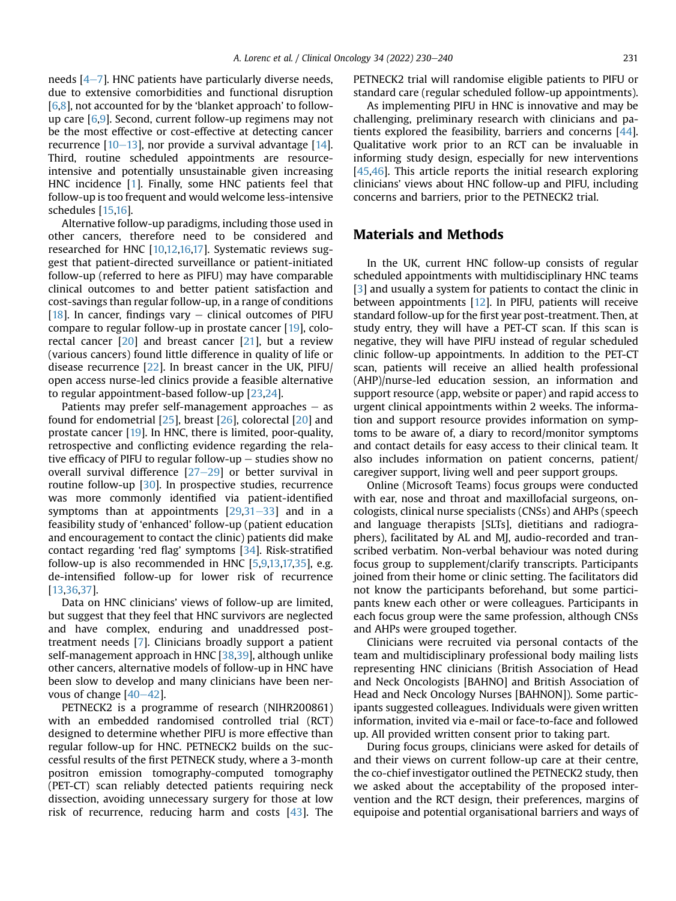needs [4–7]. HNC patients have particularly diverse needs, due to extensive comorbidities and functional disruption [6,8], not accounted for by the 'blanket approach' to follow-up care [6,9]. Second, current follow-up regimens may not be the most effective or cost-effective at detecting cancer recurrence [10–13], nor provide a survival advantage [14]. Third, routine scheduled appointments are resource-intensive and potentially unsustainable given increasing HNC incidence [1]. Finally, some HNC patients feel that follow-up is too frequent and would welcome less-intensive schedules [15,16].

Alternative follow-up paradigms, including those used in other cancers, therefore need to be considered and researched for HNC [10,12,16,17]. Systematic reviews suggest that patient-directed surveillance or patient-initiated follow-up (referred to here as PIFU) may have comparable clinical outcomes to and better patient satisfaction and cost-savings than regular follow-up, in a range of conditions [18]. In cancer, findings vary – clinical outcomes of PIFU compare to regular follow-up in prostate cancer [19], colorectal cancer [20] and breast cancer [21], but a review (various cancers) found little difference in quality of life or disease recurrence [22]. In breast cancer in the UK, PIFU/open access nurse-led clinics provide a feasible alternative to regular appointment-based follow-up [23,24].

Patients may prefer self-management approaches – as found for endometrial [25], breast [26], colorectal [20] and prostate cancer [19]. In HNC, there is limited, poor-quality, retrospective and conflicting evidence regarding the relative efficacy of PIFU to regular follow-up – studies show no overall survival difference [27–29] or better survival in routine follow-up [30]. In prospective studies, recurrence was more commonly identified via patient-identified symptoms than at appointments [29,31–33] and in a feasibility study of 'enhanced' follow-up (patient education and encouragement to contact the clinic) patients did make contact regarding 'red flag' symptoms [34]. Risk-stratified follow-up is also recommended in HNC [5,9,13,17,35], e.g. de-intensified follow-up for lower risk of recurrence [13,36,37].

Data on HNC clinicians' views of follow-up are limited, but suggest that they feel that HNC survivors are neglected and have complex, enduring and unaddressed post-treatment needs [7]. Clinicians broadly support a patient self-management approach in HNC [38,39], although unlike other cancers, alternative models of follow-up in HNC have been slow to develop and many clinicians have been nervous of change [40–42].

PETNECK2 is a programme of research (NIHR200861) with an embedded randomised controlled trial (RCT) designed to determine whether PIFU is more effective than regular follow-up for HNC. PETNECK2 builds on the successful results of the first PETNECK study, where a 3-month positron emission tomography-computed tomography (PET-CT) scan reliably detected patients requiring neck dissection, avoiding unnecessary surgery for those at low risk of recurrence, reducing harm and costs [43]. The PETNECK2 trial will randomise eligible patients to PIFU or standard care (regular scheduled follow-up appointments).

As implementing PIFU in HNC is innovative and may be challenging, preliminary research with clinicians and patients explored the feasibility, barriers and concerns [44]. Qualitative work prior to an RCT can be invaluable in informing study design, especially for new interventions [45,46]. This article reports the initial research exploring clinicians' views about HNC follow-up and PIFU, including concerns and barriers, prior to the PETNECK2 trial.

## Materials and Methods

In the UK, current HNC follow-up consists of regular scheduled appointments with multidisciplinary HNC teams [3] and usually a system for patients to contact the clinic in between appointments [12]. In PIFU, patients will receive standard follow-up for the first year post-treatment. Then, at study entry, they will have a PET-CT scan. If this scan is negative, they will have PIFU instead of regular scheduled clinic follow-up appointments. In addition to the PET-CT scan, patients will receive an allied health professional (AHP)/nurse-led education session, an information and support resource (app, website or paper) and rapid access to urgent clinical appointments within 2 weeks. The information and support resource provides information on symptoms to be aware of, a diary to record/monitor symptoms and contact details for easy access to their clinical team. It also includes information on patient concerns, patient/caregiver support, living well and peer support groups.

Online (Microsoft Teams) focus groups were conducted with ear, nose and throat and maxillofacial surgeons, oncologists, clinical nurse specialists (CNSs) and AHPs (speech and language therapists [SLTs], dietitians and radiographers), facilitated by AL and MJ, audio-recorded and transcribed verbatim. Non-verbal behaviour was noted during focus group to supplement/clarify transcripts. Participants joined from their home or clinic setting. The facilitators did not know the participants beforehand, but some participants knew each other or were colleagues. Participants in each focus group were the same profession, although CNSs and AHPs were grouped together.

Clinicians were recruited via personal contacts of the team and multidisciplinary professional body mailing lists representing HNC clinicians (British Association of Head and Neck Oncologists [BAHNO] and British Association of Head and Neck Oncology Nurses [BAHNON]). Some participants suggested colleagues. Individuals were given written information, invited via e-mail or face-to-face and followed up. All provided written consent prior to taking part.

During focus groups, clinicians were asked for details of and their views on current follow-up care at their centre, the co-chief investigator outlined the PETNECK2 study, then we asked about the acceptability of the proposed intervention and the RCT design, their preferences, margins of equipoise and potential organisational barriers and ways of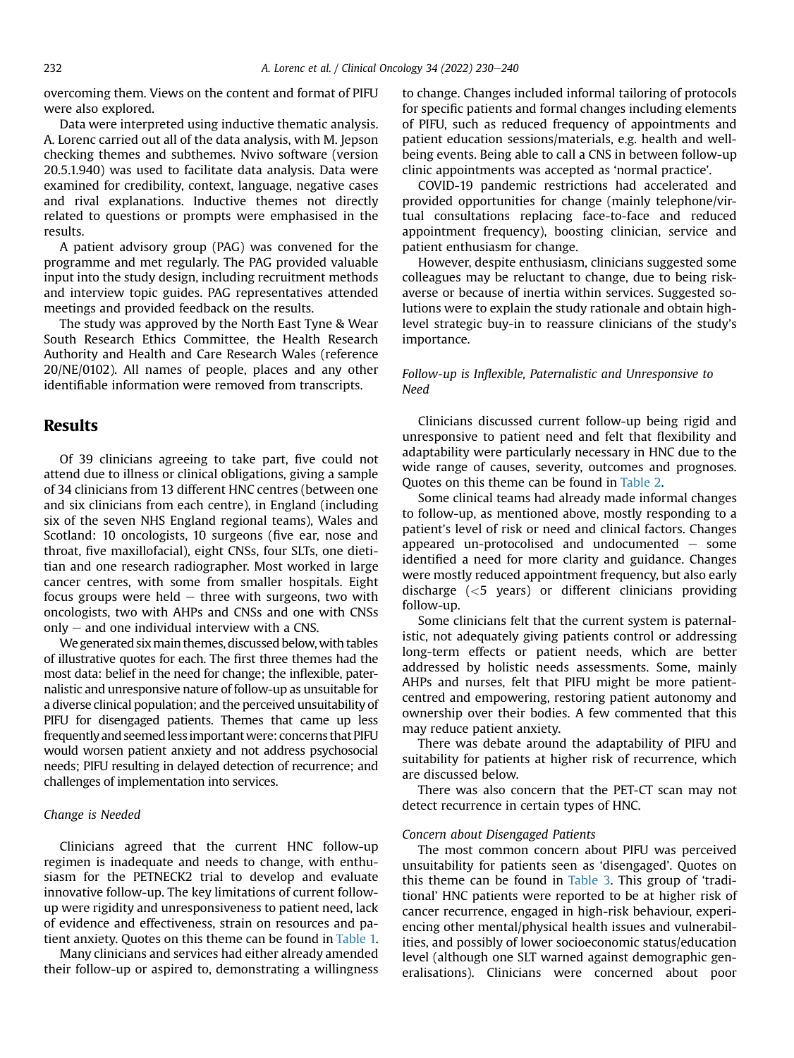overcoming them. Views on the content and format of PIFU were also explored.

Data were interpreted using inductive thematic analysis. A. Lorenc carried out all of the data analysis, with M. Jepson checking themes and subthemes. Nvivo software (version 20.5.1.940) was used to facilitate data analysis. Data were examined for credibility, context, language, negative cases and rival explanations. Inductive themes not directly related to questions or prompts were emphasised in the results.

A patient advisory group (PAG) was convened for the programme and met regularly. The PAG provided valuable input into the study design, including recruitment methods and interview topic guides. PAG representatives attended meetings and provided feedback on the results.

The study was approved by the North East Tyne & Wear South Research Ethics Committee, the Health Research Authority and Health and Care Research Wales (reference 20/NE/0102). All names of people, places and any other identifiable information were removed from transcripts.

## Results

Of 39 clinicians agreeing to take part, five could not attend due to illness or clinical obligations, giving a sample of 34 clinicians from 13 different HNC centres (between one and six clinicians from each centre), in England (including six of the seven NHS England regional teams), Wales and Scotland: 10 oncologists, 10 surgeons (five ear, nose and throat, five maxillofacial), eight CNSs, four SLTs, one dietitian and one research radiographer. Most worked in large cancer centres, with some from smaller hospitals. Eight focus groups were held – three with surgeons, two with oncologists, two with AHPs and CNSs and one with CNSs only – and one individual interview with a CNS.

We generated six main themes, discussed below, with tables of illustrative quotes for each. The first three themes had the most data: belief in the need for change; the inflexible, paternalistic and unresponsive nature of follow-up as unsuitable for a diverse clinical population; and the perceived unsuitability of PIFU for disengaged patients. Themes that came up less frequently and seemed less important were: concerns that PIFU would worsen patient anxiety and not address psychosocial needs; PIFU resulting in delayed detection of recurrence; and challenges of implementation into services.

### *Change is Needed*

Clinicians agreed that the current HNC follow-up regimen is inadequate and needs to change, with enthusiasm for the PETNECK2 trial to develop and evaluate innovative follow-up. The key limitations of current follow-up were rigidity and unresponsiveness to patient need, lack of evidence and effectiveness, strain on resources and patient anxiety. Quotes on this theme can be found in Table 1.

Many clinicians and services had either already amended their follow-up or aspired to, demonstrating a willingness to change. Changes included informal tailoring of protocols for specific patients and formal changes including elements of PIFU, such as reduced frequency of appointments and patient education sessions/materials, e.g. health and wellbeing events. Being able to call a CNS in between follow-up clinic appointments was accepted as 'normal practice'.

COVID-19 pandemic restrictions had accelerated and provided opportunities for change (mainly telephone/virtual consultations replacing face-to-face and reduced appointment frequency), boosting clinician, service and patient enthusiasm for change.

However, despite enthusiasm, clinicians suggested some colleagues may be reluctant to change, due to being risk-averse or because of inertia within services. Suggested solutions were to explain the study rationale and obtain high-level strategic buy-in to reassure clinicians of the study's importance.

### *Follow-up is Inflexible, Paternalistic and Unresponsive to Need*

Clinicians discussed current follow-up being rigid and unresponsive to patient need and felt that flexibility and adaptability were particularly necessary in HNC due to the wide range of causes, severity, outcomes and prognoses. Quotes on this theme can be found in Table 2.

Some clinical teams had already made informal changes to follow-up, as mentioned above, mostly responding to a patient's level of risk or need and clinical factors. Changes appeared un-protocolised and undocumented – some identified a need for more clarity and guidance. Changes were mostly reduced appointment frequency, but also early discharge (<5 years) or different clinicians providing follow-up.

Some clinicians felt that the current system is paternalistic, not adequately giving patients control or addressing long-term effects or patient needs, which are better addressed by holistic needs assessments. Some, mainly AHPs and nurses, felt that PIFU might be more patient-centred and empowering, restoring patient autonomy and ownership over their bodies. A few commented that this may reduce patient anxiety.

There was debate around the adaptability of PIFU and suitability for patients at higher risk of recurrence, which are discussed below.

There was also concern that the PET-CT scan may not detect recurrence in certain types of HNC.

### *Concern about Disengaged Patients*

The most common concern about PIFU was perceived unsuitability for patients seen as 'disengaged'. Quotes on this theme can be found in Table 3. This group of 'traditional' HNC patients were reported to be at higher risk of cancer recurrence, engaged in high-risk behaviour, experiencing other mental/physical health issues and vulnerabilities, and possibly of lower socioeconomic status/education level (although one SLT warned against demographic generalisations). Clinicians were concerned about poor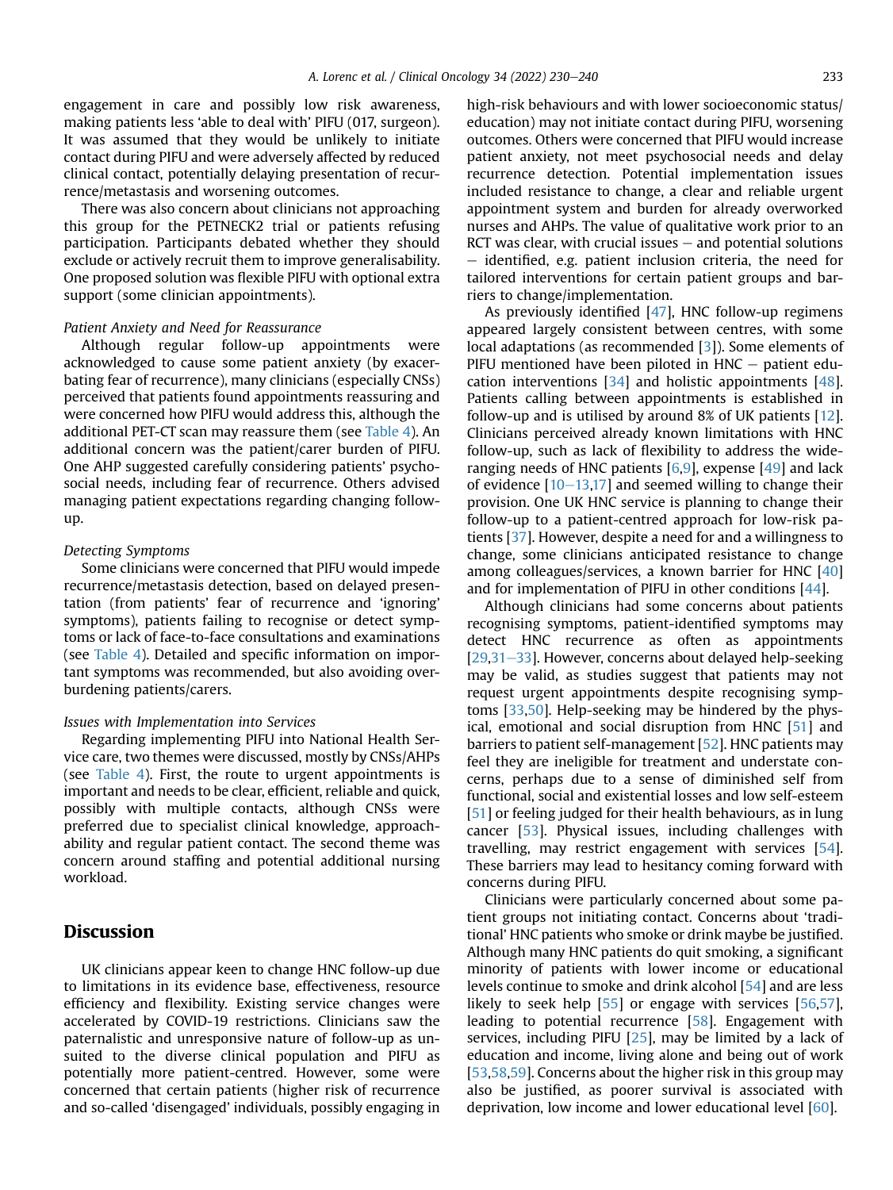engagement in care and possibly low risk awareness, making patients less 'able to deal with' PIFU (017, surgeon). It was assumed that they would be unlikely to initiate contact during PIFU and were adversely affected by reduced clinical contact, potentially delaying presentation of recurrence/metastasis and worsening outcomes.

There was also concern about clinicians not approaching this group for the PETNECK2 trial or patients refusing participation. Participants debated whether they should exclude or actively recruit them to improve generalisability. One proposed solution was flexible PIFU with optional extra support (some clinician appointments).

*Patient Anxiety and Need for Reassurance*

Although regular follow-up appointments were acknowledged to cause some patient anxiety (by exacerbating fear of recurrence), many clinicians (especially CNSs) perceived that patients found appointments reassuring and were concerned how PIFU would address this, although the additional PET-CT scan may reassure them (see Table 4). An additional concern was the patient/carer burden of PIFU. One AHP suggested carefully considering patients' psychosocial needs, including fear of recurrence. Others advised managing patient expectations regarding changing follow-up.

*Detecting Symptoms*

Some clinicians were concerned that PIFU would impede recurrence/metastasis detection, based on delayed presentation (from patients' fear of recurrence and 'ignoring' symptoms), patients failing to recognise or detect symptoms or lack of face-to-face consultations and examinations (see Table 4). Detailed and specific information on important symptoms was recommended, but also avoiding overburdening patients/carers.

*Issues with Implementation into Services*

Regarding implementing PIFU into National Health Service care, two themes were discussed, mostly by CNSs/AHPs (see Table 4). First, the route to urgent appointments is important and needs to be clear, efficient, reliable and quick, possibly with multiple contacts, although CNSs were preferred due to specialist clinical knowledge, approachability and regular patient contact. The second theme was concern around staffing and potential additional nursing workload.

## Discussion

UK clinicians appear keen to change HNC follow-up due to limitations in its evidence base, effectiveness, resource efficiency and flexibility. Existing service changes were accelerated by COVID-19 restrictions. Clinicians saw the paternalistic and unresponsive nature of follow-up as unsuited to the diverse clinical population and PIFU as potentially more patient-centred. However, some were concerned that certain patients (higher risk of recurrence and so-called 'disengaged' individuals, possibly engaging in high-risk behaviours and with lower socioeconomic status/education) may not initiate contact during PIFU, worsening outcomes. Others were concerned that PIFU would increase patient anxiety, not meet psychosocial needs and delay recurrence detection. Potential implementation issues included resistance to change, a clear and reliable urgent appointment system and burden for already overworked nurses and AHPs. The value of qualitative work prior to an RCT was clear, with crucial issues – and potential solutions – identified, e.g. patient inclusion criteria, the need for tailored interventions for certain patient groups and barriers to change/implementation.

As previously identified [47], HNC follow-up regimens appeared largely consistent between centres, with some local adaptations (as recommended [3]). Some elements of PIFU mentioned have been piloted in HNC – patient education interventions [34] and holistic appointments [48]. Patients calling between appointments is established in follow-up and is utilised by around 8% of UK patients [12]. Clinicians perceived already known limitations with HNC follow-up, such as lack of flexibility to address the wide-ranging needs of HNC patients [6,9], expense [49] and lack of evidence [10–13,17] and seemed willing to change their provision. One UK HNC service is planning to change their follow-up to a patient-centred approach for low-risk patients [37]. However, despite a need for and a willingness to change, some clinicians anticipated resistance to change among colleagues/services, a known barrier for HNC [40] and for implementation of PIFU in other conditions [44].

Although clinicians had some concerns about patients recognising symptoms, patient-identified symptoms may detect HNC recurrence as often as appointments [29,31–33]. However, concerns about delayed help-seeking may be valid, as studies suggest that patients may not request urgent appointments despite recognising symptoms [33,50]. Help-seeking may be hindered by the physical, emotional and social disruption from HNC [51] and barriers to patient self-management [52]. HNC patients may feel they are ineligible for treatment and understate concerns, perhaps due to a sense of diminished self from functional, social and existential losses and low self-esteem [51] or feeling judged for their health behaviours, as in lung cancer [53]. Physical issues, including challenges with travelling, may restrict engagement with services [54]. These barriers may lead to hesitancy coming forward with concerns during PIFU.

Clinicians were particularly concerned about some patient groups not initiating contact. Concerns about 'traditional' HNC patients who smoke or drink maybe be justified. Although many HNC patients do quit smoking, a significant minority of patients with lower income or educational levels continue to smoke and drink alcohol [54] and are less likely to seek help [55] or engage with services [56,57], leading to potential recurrence [58]. Engagement with services, including PIFU [25], may be limited by a lack of education and income, living alone and being out of work [53,58,59]. Concerns about the higher risk in this group may also be justified, as poorer survival is associated with deprivation, low income and lower educational level [60].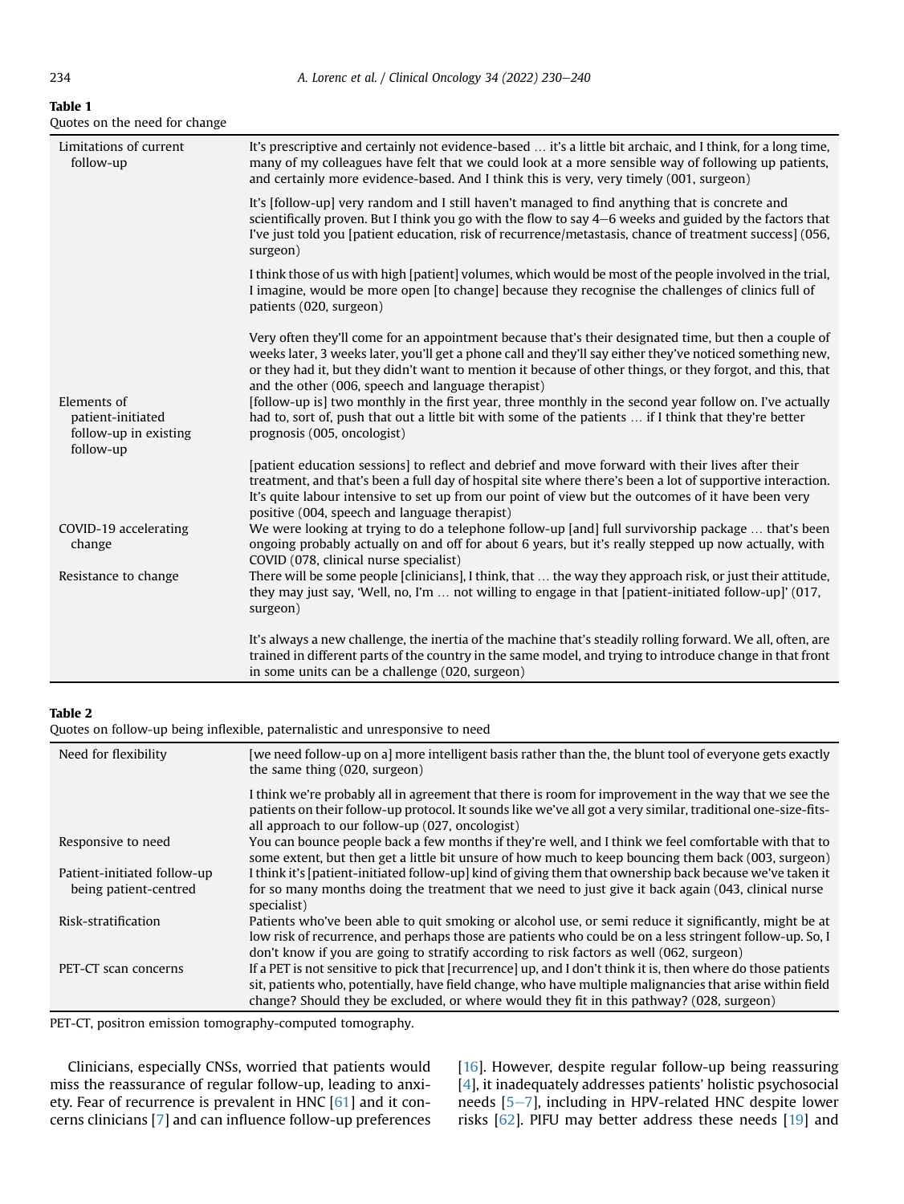**Table 1**
Quotes on the need for change

| | |
|---|---|
| Limitations of current follow-up | It's prescriptive and certainly not evidence-based … it's a little bit archaic, and I think, for a long time, many of my colleagues have felt that we could look at a more sensible way of following up patients, and certainly more evidence-based. And I think this is very, very timely (001, surgeon) |
| | It's [follow-up] very random and I still haven't managed to find anything that is concrete and scientifically proven. But I think you go with the flow to say 4–6 weeks and guided by the factors that I've just told you [patient education, risk of recurrence/metastasis, chance of treatment success] (056, surgeon) |
| | I think those of us with high [patient] volumes, which would be most of the people involved in the trial, I imagine, would be more open [to change] because they recognise the challenges of clinics full of patients (020, surgeon) |
| | Very often they'll come for an appointment because that's their designated time, but then a couple of weeks later, 3 weeks later, you'll get a phone call and they'll say either they've noticed something new, or they had it, but they didn't want to mention it because of other things, or they forgot, and this, that and the other (006, speech and language therapist) |
| Elements of patient-initiated follow-up in existing follow-up | [follow-up is] two monthly in the first year, three monthly in the second year follow on. I've actually had to, sort of, push that out a little bit with some of the patients … if I think that they're better prognosis (005, oncologist) |
| | [patient education sessions] to reflect and debrief and move forward with their lives after their treatment, and that's been a full day of hospital site where there's been a lot of supportive interaction. It's quite labour intensive to set up from our point of view but the outcomes of it have been very positive (004, speech and language therapist) |
| COVID-19 accelerating change | We were looking at trying to do a telephone follow-up [and] full survivorship package … that's been ongoing probably actually on and off for about 6 years, but it's really stepped up now actually, with COVID (078, clinical nurse specialist) |
| Resistance to change | There will be some people [clinicians], I think, that … the way they approach risk, or just their attitude, they may just say, 'Well, no, I'm … not willing to engage in that [patient-initiated follow-up]' (017, surgeon) |
| | It's always a new challenge, the inertia of the machine that's steadily rolling forward. We all, often, are trained in different parts of the country in the same model, and trying to introduce change in that front in some units can be a challenge (020, surgeon) |

**Table 2**
Quotes on follow-up being inflexible, paternalistic and unresponsive to need

| | |
|---|---|
| Need for flexibility | [we need follow-up on a] more intelligent basis rather than the, the blunt tool of everyone gets exactly the same thing (020, surgeon) |
| | I think we're probably all in agreement that there is room for improvement in the way that we see the patients on their follow-up protocol. It sounds like we've all got a very similar, traditional one-size-fits-all approach to our follow-up (027, oncologist) |
| Responsive to need | You can bounce people back a few months if they're well, and I think we feel comfortable with that to some extent, but then get a little bit unsure of how much to keep bouncing them back (003, surgeon) |
| Patient-initiated follow-up being patient-centred | I think it's [patient-initiated follow-up] kind of giving them that ownership back because we've taken it for so many months doing the treatment that we need to just give it back again (043, clinical nurse specialist) |
| Risk-stratification | Patients who've been able to quit smoking or alcohol use, or semi reduce it significantly, might be at low risk of recurrence, and perhaps those are patients who could be on a less stringent follow-up. So, I don't know if you are going to stratify according to risk factors as well (062, surgeon) |
| PET-CT scan concerns | If a PET is not sensitive to pick that [recurrence] up, and I don't think it is, then where do those patients sit, patients who, potentially, have field change, who have multiple malignancies that arise within field change? Should they be excluded, or where would they fit in this pathway? (028, surgeon) |

PET-CT, positron emission tomography-computed tomography.

Clinicians, especially CNSs, worried that patients would miss the reassurance of regular follow-up, leading to anxiety. Fear of recurrence is prevalent in HNC [61] and it concerns clinicians [7] and can influence follow-up preferences [16]. However, despite regular follow-up being reassuring [4], it inadequately addresses patients' holistic psychosocial needs [5–7], including in HPV-related HNC despite lower risks [62]. PIFU may better address these needs [19] and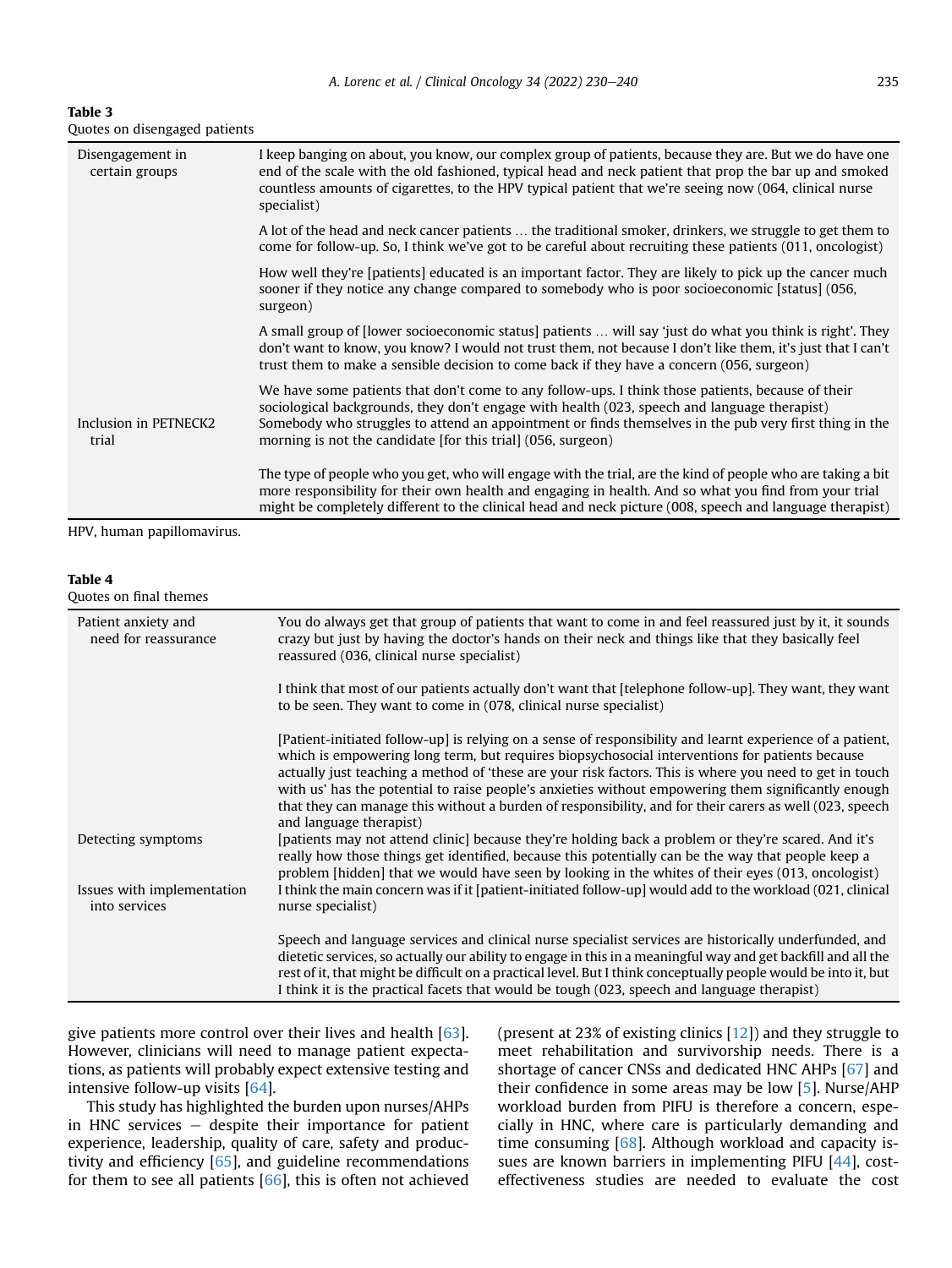**Table 3**
Quotes on disengaged patients

| | |
|---|---|
| Disengagement in certain groups | I keep banging on about, you know, our complex group of patients, because they are. But we do have one end of the scale with the old fashioned, typical head and neck patient that prop the bar up and smoked countless amounts of cigarettes, to the HPV typical patient that we're seeing now (064, clinical nurse specialist) |
| | A lot of the head and neck cancer patients … the traditional smoker, drinkers, we struggle to get them to come for follow-up. So, I think we've got to be careful about recruiting these patients (011, oncologist) |
| | How well they're [patients] educated is an important factor. They are likely to pick up the cancer much sooner if they notice any change compared to somebody who is poor socioeconomic [status] (056, surgeon) |
| | A small group of [lower socioeconomic status] patients … will say 'just do what you think is right'. They don't want to know, you know? I would not trust them, not because I don't like them, it's just that I can't trust them to make a sensible decision to come back if they have a concern (056, surgeon) |
| Inclusion in PETNECK2 trial | We have some patients that don't come to any follow-ups. I think those patients, because of their sociological backgrounds, they don't engage with health (023, speech and language therapist) Somebody who struggles to attend an appointment or finds themselves in the pub very first thing in the morning is not the candidate [for this trial] (056, surgeon) |
| | The type of people who you get, who will engage with the trial, are the kind of people who are taking a bit more responsibility for their own health and engaging in health. And so what you find from your trial might be completely different to the clinical head and neck picture (008, speech and language therapist) |

HPV, human papillomavirus.

**Table 4**
Quotes on final themes

| | |
|---|---|
| Patient anxiety and need for reassurance | You do always get that group of patients that want to come in and feel reassured just by it, it sounds crazy but just by having the doctor's hands on their neck and things like that they basically feel reassured (036, clinical nurse specialist) |
| | I think that most of our patients actually don't want that [telephone follow-up]. They want, they want to be seen. They want to come in (078, clinical nurse specialist) |
| | [Patient-initiated follow-up] is relying on a sense of responsibility and learnt experience of a patient, which is empowering long term, but requires biopsychosocial interventions for patients because actually just teaching a method of 'these are your risk factors. This is where you need to get in touch with us' has the potential to raise people's anxieties without empowering them significantly enough that they can manage this without a burden of responsibility, and for their carers as well (023, speech and language therapist) |
| Detecting symptoms | [patients may not attend clinic] because they're holding back a problem or they're scared. And it's really how those things get identified, because this potentially can be the way that people keep a problem [hidden] that we would have seen by looking in the whites of their eyes (013, oncologist) |
| Issues with implementation into services | I think the main concern was if it [patient-initiated follow-up] would add to the workload (021, clinical nurse specialist) |
| | Speech and language services and clinical nurse specialist services are historically underfunded, and dietetic services, so actually our ability to engage in this in a meaningful way and get backfill and all the rest of it, that might be difficult on a practical level. But I think conceptually people would be into it, but I think it is the practical facets that would be tough (023, speech and language therapist) |

give patients more control over their lives and health [63]. However, clinicians will need to manage patient expectations, as patients will probably expect extensive testing and intensive follow-up visits [64].

This study has highlighted the burden upon nurses/AHPs in HNC services – despite their importance for patient experience, leadership, quality of care, safety and productivity and efficiency [65], and guideline recommendations for them to see all patients [66], this is often not achieved (present at 23% of existing clinics [12]) and they struggle to meet rehabilitation and survivorship needs. There is a shortage of cancer CNSs and dedicated HNC AHPs [67] and their confidence in some areas may be low [5]. Nurse/AHP workload burden from PIFU is therefore a concern, especially in HNC, where care is particularly demanding and time consuming [68]. Although workload and capacity issues are known barriers in implementing PIFU [44], cost-effectiveness studies are needed to evaluate the cost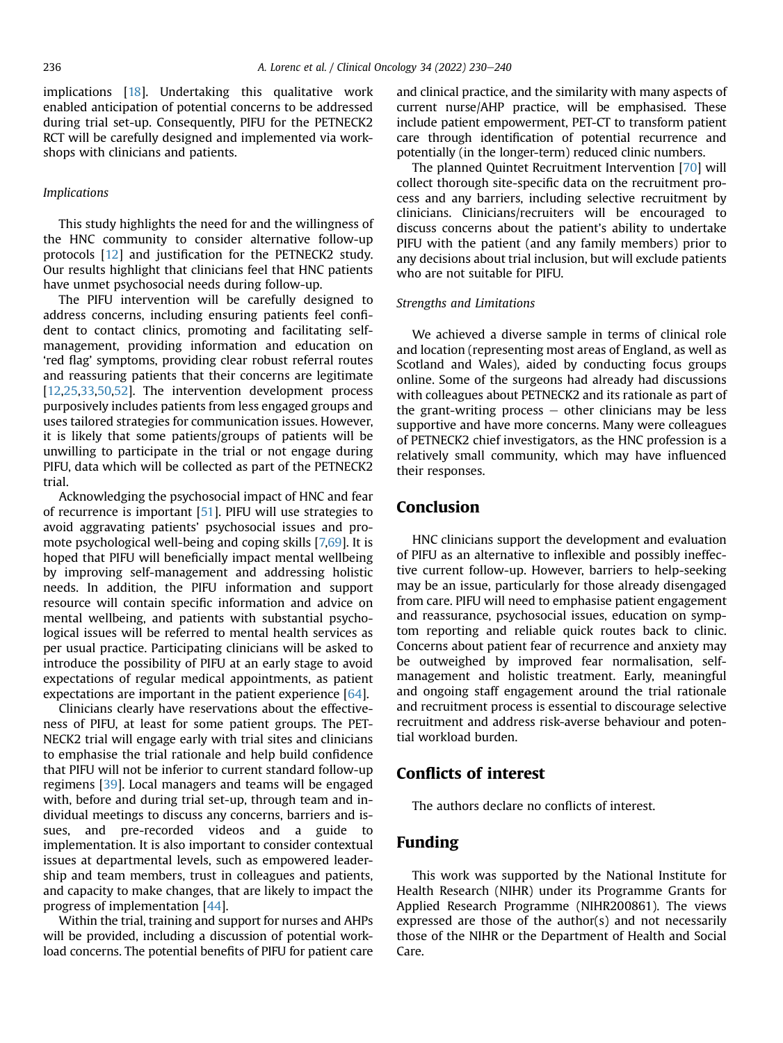implications [18]. Undertaking this qualitative work enabled anticipation of potential concerns to be addressed during trial set-up. Consequently, PIFU for the PETNECK2 RCT will be carefully designed and implemented via workshops with clinicians and patients.

*Implications*

This study highlights the need for and the willingness of the HNC community to consider alternative follow-up protocols [12] and justification for the PETNECK2 study. Our results highlight that clinicians feel that HNC patients have unmet psychosocial needs during follow-up.

The PIFU intervention will be carefully designed to address concerns, including ensuring patients feel confident to contact clinics, promoting and facilitating self-management, providing information and education on 'red flag' symptoms, providing clear robust referral routes and reassuring patients that their concerns are legitimate [12,25,33,50,52]. The intervention development process purposively includes patients from less engaged groups and uses tailored strategies for communication issues. However, it is likely that some patients/groups of patients will be unwilling to participate in the trial or not engage during PIFU, data which will be collected as part of the PETNECK2 trial.

Acknowledging the psychosocial impact of HNC and fear of recurrence is important [51]. PIFU will use strategies to avoid aggravating patients' psychosocial issues and promote psychological well-being and coping skills [7,69]. It is hoped that PIFU will beneficially impact mental wellbeing by improving self-management and addressing holistic needs. In addition, the PIFU information and support resource will contain specific information and advice on mental wellbeing, and patients with substantial psychological issues will be referred to mental health services as per usual practice. Participating clinicians will be asked to introduce the possibility of PIFU at an early stage to avoid expectations of regular medical appointments, as patient expectations are important in the patient experience [64].

Clinicians clearly have reservations about the effectiveness of PIFU, at least for some patient groups. The PETNECK2 trial will engage early with trial sites and clinicians to emphasise the trial rationale and help build confidence that PIFU will not be inferior to current standard follow-up regimens [39]. Local managers and teams will be engaged with, before and during trial set-up, through team and individual meetings to discuss any concerns, barriers and issues, and pre-recorded videos and a guide to implementation. It is also important to consider contextual issues at departmental levels, such as empowered leadership and team members, trust in colleagues and patients, and capacity to make changes, that are likely to impact the progress of implementation [44].

Within the trial, training and support for nurses and AHPs will be provided, including a discussion of potential workload concerns. The potential benefits of PIFU for patient care and clinical practice, and the similarity with many aspects of current nurse/AHP practice, will be emphasised. These include patient empowerment, PET-CT to transform patient care through identification of potential recurrence and potentially (in the longer-term) reduced clinic numbers.

The planned Quintet Recruitment Intervention [70] will collect thorough site-specific data on the recruitment process and any barriers, including selective recruitment by clinicians. Clinicians/recruiters will be encouraged to discuss concerns about the patient's ability to undertake PIFU with the patient (and any family members) prior to any decisions about trial inclusion, but will exclude patients who are not suitable for PIFU.

*Strengths and Limitations*

We achieved a diverse sample in terms of clinical role and location (representing most areas of England, as well as Scotland and Wales), aided by conducting focus groups online. Some of the surgeons had already had discussions with colleagues about PETNECK2 and its rationale as part of the grant-writing process – other clinicians may be less supportive and have more concerns. Many were colleagues of PETNECK2 chief investigators, as the HNC profession is a relatively small community, which may have influenced their responses.

## Conclusion

HNC clinicians support the development and evaluation of PIFU as an alternative to inflexible and possibly ineffective current follow-up. However, barriers to help-seeking may be an issue, particularly for those already disengaged from care. PIFU will need to emphasise patient engagement and reassurance, psychosocial issues, education on symptom reporting and reliable quick routes back to clinic. Concerns about patient fear of recurrence and anxiety may be outweighed by improved fear normalisation, self-management and holistic treatment. Early, meaningful and ongoing staff engagement around the trial rationale and recruitment process is essential to discourage selective recruitment and address risk-averse behaviour and potential workload burden.

## Conflicts of interest

The authors declare no conflicts of interest.

## Funding

This work was supported by the National Institute for Health Research (NIHR) under its Programme Grants for Applied Research Programme (NIHR200861). The views expressed are those of the author(s) and not necessarily those of the NIHR or the Department of Health and Social Care.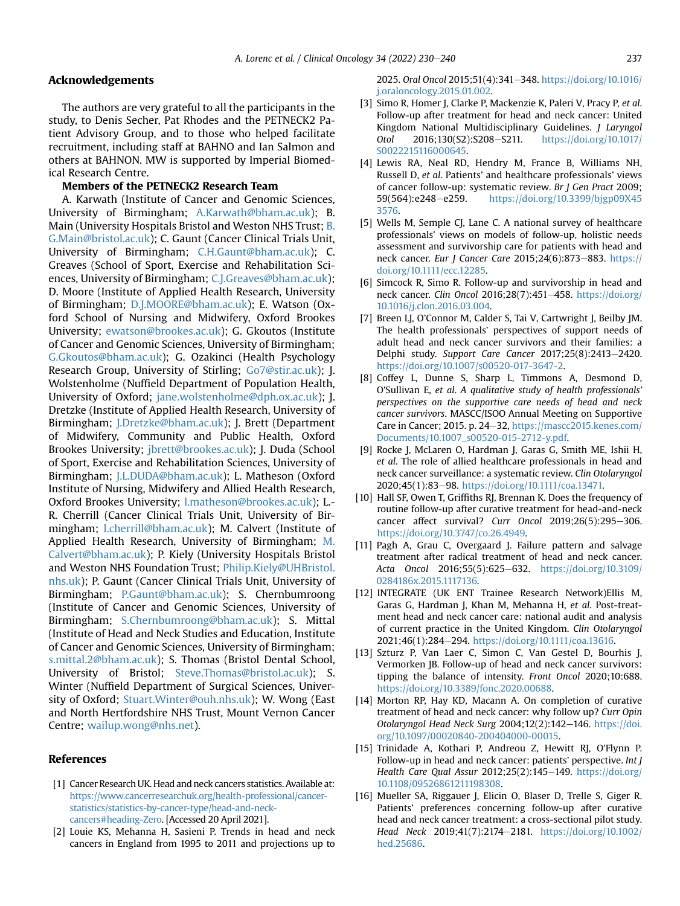## Acknowledgements

The authors are very grateful to all the participants in the study, to Denis Secher, Pat Rhodes and the PETNECK2 Patient Advisory Group, and to those who helped facilitate recruitment, including staff at BAHNO and Ian Salmon and others at BAHNON. MW is supported by Imperial Biomedical Research Centre.

**Members of the PETNECK2 Research Team**

A. Karwath (Institute of Cancer and Genomic Sciences, University of Birmingham; A.Karwath@bham.ac.uk); B. Main (University Hospitals Bristol and Weston NHS Trust; B.G.Main@bristol.ac.uk); C. Gaunt (Cancer Clinical Trials Unit, University of Birmingham; C.H.Gaunt@bham.ac.uk); C. Greaves (School of Sport, Exercise and Rehabilitation Sciences, University of Birmingham; C.J.Greaves@bham.ac.uk); D. Moore (Institute of Applied Health Research, University of Birmingham; D.J.MOORE@bham.ac.uk); E. Watson (Oxford School of Nursing and Midwifery, Oxford Brookes University; ewatson@brookes.ac.uk); G. Gkoutos (Institute of Cancer and Genomic Sciences, University of Birmingham; G.Gkoutos@bham.ac.uk); G. Ozakinci (Health Psychology Research Group, University of Stirling; Go7@stir.ac.uk); J. Wolstenholme (Nuffield Department of Population Health, University of Oxford; jane.wolstenholme@dph.ox.ac.uk); J. Dretzke (Institute of Applied Health Research, University of Birmingham; J.Dretzke@bham.ac.uk); J. Brett (Department of Midwifery, Community and Public Health, Oxford Brookes University; jbrett@brookes.ac.uk); J. Duda (School of Sport, Exercise and Rehabilitation Sciences, University of Birmingham; J.L.DUDA@bham.ac.uk); L. Matheson (Oxford Institute of Nursing, Midwifery and Allied Health Research, Oxford Brookes University; l.matheson@brookes.ac.uk); L.-R. Cherrill (Cancer Clinical Trials Unit, University of Birmingham; l.cherrill@bham.ac.uk); M. Calvert (Institute of Applied Health Research, University of Birmingham; M.Calvert@bham.ac.uk); P. Kiely (University Hospitals Bristol and Weston NHS Foundation Trust; Philip.Kiely@UHBristol.nhs.uk); P. Gaunt (Cancer Clinical Trials Unit, University of Birmingham; P.Gaunt@bham.ac.uk); S. Chernbumroong (Institute of Cancer and Genomic Sciences, University of Birmingham; S.Chernbumroong@bham.ac.uk); S. Mittal (Institute of Head and Neck Studies and Education, Institute of Cancer and Genomic Sciences, University of Birmingham; s.mittal.2@bham.ac.uk); S. Thomas (Bristol Dental School, University of Bristol; Steve.Thomas@bristol.ac.uk); S. Winter (Nuffield Department of Surgical Sciences, University of Oxford; Stuart.Winter@ouh.nhs.uk); W. Wong (East and North Hertfordshire NHS Trust, Mount Vernon Cancer Centre; wailup.wong@nhs.net).

## References

[1] Cancer Research UK. Head and neck cancers statistics. Available at: https://www.cancerresearchuk.org/health-professional/cancer-statistics/statistics-by-cancer-type/head-and-neck-cancers#heading-Zero. [Accessed 20 April 2021].

[2] Louie KS, Mehanna H, Sasieni P. Trends in head and neck cancers in England from 1995 to 2011 and projections up to 2025. *Oral Oncol* 2015;51(4):341–348. https://doi.org/10.1016/j.oraloncology.2015.01.002.

[3] Simo R, Homer J, Clarke P, Mackenzie K, Paleri V, Pracy P, *et al*. Follow-up after treatment for head and neck cancer: United Kingdom National Multidisciplinary Guidelines. *J Laryngol Otol* 2016;130(S2):S208–S211. https://doi.org/10.1017/S0022215116000645.

[4] Lewis RA, Neal RD, Hendry M, France B, Williams NH, Russell D, *et al*. Patients' and healthcare professionals' views of cancer follow-up: systematic review. *Br J Gen Pract* 2009;59(564):e248–e259. https://doi.org/10.3399/bjgp09X453576.

[5] Wells M, Semple CJ, Lane C. A national survey of healthcare professionals' views on models of follow-up, holistic needs assessment and survivorship care for patients with head and neck cancer. *Eur J Cancer Care* 2015;24(6):873–883. https://doi.org/10.1111/ecc.12285.

[6] Simcock R, Simo R. Follow-up and survivorship in head and neck cancer. *Clin Oncol* 2016;28(7):451–458. https://doi.org/10.1016/j.clon.2016.03.004.

[7] Breen LJ, O'Connor M, Calder S, Tai V, Cartwright J, Beilby JM. The health professionals' perspectives of support needs of adult head and neck cancer survivors and their families: a Delphi study. *Support Care Cancer* 2017;25(8):2413–2420. https://doi.org/10.1007/s00520-017-3647-2.

[8] Coffey L, Dunne S, Sharp L, Timmons A, Desmond D, O'Sullivan E, *et al*. *A qualitative study of health professionals' perspectives on the supportive care needs of head and neck cancer survivors*. MASCC/ISOO Annual Meeting on Supportive Care in Cancer; 2015. p. 24–32, https://mascc2015.kenes.com/Documents/10.1007_s00520-015-2712-y.pdf.

[9] Rocke J, McLaren O, Hardman J, Garas G, Smith ME, Ishii H, *et al*. The role of allied healthcare professionals in head and neck cancer surveillance: a systematic review. *Clin Otolaryngol* 2020;45(1):83–98. https://doi.org/10.1111/coa.13471.

[10] Hall SF, Owen T, Griffiths RJ, Brennan K. Does the frequency of routine follow-up after curative treatment for head-and-neck cancer affect survival? *Curr Oncol* 2019;26(5):295–306. https://doi.org/10.3747/co.26.4949.

[11] Pagh A, Grau C, Overgaard J. Failure pattern and salvage treatment after radical treatment of head and neck cancer. *Acta Oncol* 2016;55(5):625–632. https://doi.org/10.3109/0284186x.2015.1117136.

[12] INTEGRATE (UK ENT Trainee Research Network)Ellis M, Garas G, Hardman J, Khan M, Mehanna H, *et al*. Post-treatment head and neck cancer care: national audit and analysis of current practice in the United Kingdom. *Clin Otolaryngol* 2021;46(1):284–294. https://doi.org/10.1111/coa.13616.

[13] Szturz P, Van Laer C, Simon C, Van Gestel D, Bourhis J, Vermorken JB. Follow-up of head and neck cancer survivors: tipping the balance of intensity. *Front Oncol* 2020;10:688. https://doi.org/10.3389/fonc.2020.00688.

[14] Morton RP, Hay KD, Macann A. On completion of curative treatment of head and neck cancer: why follow up? *Curr Opin Otolaryngol Head Neck Surg* 2004;12(2):142–146. https://doi.org/10.1097/00020840-200404000-00015.

[15] Trinidade A, Kothari P, Andreou Z, Hewitt RJ, O'Flynn P. Follow-up in head and neck cancer: patients' perspective. *Int J Health Care Qual Assur* 2012;25(2):145–149. https://doi.org/10.1108/09526861211198308.

[16] Mueller SA, Riggauer J, Elicin O, Blaser D, Trelle S, Giger R. Patients' preferences concerning follow-up after curative head and neck cancer treatment: a cross-sectional pilot study. *Head Neck* 2019;41(7):2174–2181. https://doi.org/10.1002/hed.25686.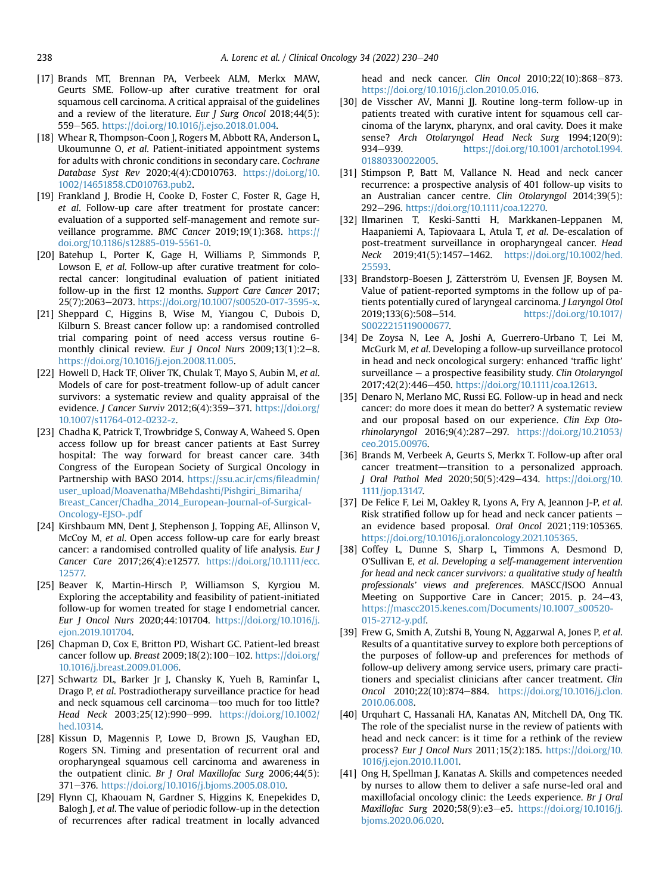[17] Brands MT, Brennan PA, Verbeek ALM, Merkx MAW, Geurts SME. Follow-up after curative treatment for oral squamous cell carcinoma. A critical appraisal of the guidelines and a review of the literature. *Eur J Surg Oncol* 2018;44(5):559–565. https://doi.org/10.1016/j.ejso.2018.01.004.

[18] Whear R, Thompson-Coon J, Rogers M, Abbott RA, Anderson L, Ukoumunne O, *et al*. Patient-initiated appointment systems for adults with chronic conditions in secondary care. *Cochrane Database Syst Rev* 2020;4(4):CD010763. https://doi.org/10.1002/14651858.CD010763.pub2.

[19] Frankland J, Brodie H, Cooke D, Foster C, Foster R, Gage H, *et al*. Follow-up care after treatment for prostate cancer: evaluation of a supported self-management and remote surveillance programme. *BMC Cancer* 2019;19(1):368. https://doi.org/10.1186/s12885-019-5561-0.

[20] Batehup L, Porter K, Gage H, Williams P, Simmonds P, Lowson E, *et al*. Follow-up after curative treatment for colorectal cancer: longitudinal evaluation of patient initiated follow-up in the first 12 months. *Support Care Cancer* 2017;25(7):2063–2073. https://doi.org/10.1007/s00520-017-3595-x.

[21] Sheppard C, Higgins B, Wise M, Yiangou C, Dubois D, Kilburn S. Breast cancer follow up: a randomised controlled trial comparing point of need access versus routine 6-monthly clinical review. *Eur J Oncol Nurs* 2009;13(1):2–8. https://doi.org/10.1016/j.ejon.2008.11.005.

[22] Howell D, Hack TF, Oliver TK, Chulak T, Mayo S, Aubin M, *et al*. Models of care for post-treatment follow-up of adult cancer survivors: a systematic review and quality appraisal of the evidence. *J Cancer Surviv* 2012;6(4):359–371. https://doi.org/10.1007/s11764-012-0232-z.

[23] Chadha K, Patrick T, Trowbridge S, Conway A, Waheed S. Open access follow up for breast cancer patients at East Surrey hospital: The way forward for breast cancer care. 34th Congress of the European Society of Surgical Oncology in Partnership with BASO 2014. https://ssu.ac.ir/cms/fileadmin/user_upload/Moavenatha/MBehdashti/Pishgiri_Bimariha/Breast_Cancer/Chadha_2014_European-Journal-of-Surgical-Oncology-EJSO-.pdf

[24] Kirshbaum MN, Dent J, Stephenson J, Topping AE, Allinson V, McCoy M, *et al*. Open access follow-up care for early breast cancer: a randomised controlled quality of life analysis. *Eur J Cancer Care* 2017;26(4):e12577. https://doi.org/10.1111/ecc.12577.

[25] Beaver K, Martin-Hirsch P, Williamson S, Kyrgiou M. Exploring the acceptability and feasibility of patient-initiated follow-up for women treated for stage I endometrial cancer. *Eur J Oncol Nurs* 2020;44:101704. https://doi.org/10.1016/j.ejon.2019.101704.

[26] Chapman D, Cox E, Britton PD, Wishart GC. Patient-led breast cancer follow up. *Breast* 2009;18(2):100–102. https://doi.org/10.1016/j.breast.2009.01.006.

[27] Schwartz DL, Barker Jr J, Chansky K, Yueh B, Raminfar L, Drago P, *et al*. Postradiotherapy surveillance practice for head and neck squamous cell carcinoma—too much for too little? *Head Neck* 2003;25(12):990–999. https://doi.org/10.1002/hed.10314.

[28] Kissun D, Magennis P, Lowe D, Brown JS, Vaughan ED, Rogers SN. Timing and presentation of recurrent oral and oropharyngeal squamous cell carcinoma and awareness in the outpatient clinic. *Br J Oral Maxillofac Surg* 2006;44(5):371–376. https://doi.org/10.1016/j.bjoms.2005.08.010.

[29] Flynn CJ, Khaouam N, Gardner S, Higgins K, Enepekides D, Balogh J, *et al*. The value of periodic follow-up in the detection of recurrences after radical treatment in locally advanced head and neck cancer. *Clin Oncol* 2010;22(10):868–873. https://doi.org/10.1016/j.clon.2010.05.016.

[30] de Visscher AV, Manni JJ. Routine long-term follow-up in patients treated with curative intent for squamous cell carcinoma of the larynx, pharynx, and oral cavity. Does it make sense? *Arch Otolaryngol Head Neck Surg* 1994;120(9):934–939. https://doi.org/10.1001/archotol.1994.01880330022005.

[31] Stimpson P, Batt M, Vallance N. Head and neck cancer recurrence: a prospective analysis of 401 follow-up visits to an Australian cancer centre. *Clin Otolaryngol* 2014;39(5):292–296. https://doi.org/10.1111/coa.12270.

[32] Ilmarinen T, Keski-Santti H, Markkanen-Leppanen M, Haapaniemi A, Tapiovaara L, Atula T, *et al*. De-escalation of post-treatment surveillance in oropharyngeal cancer. *Head Neck* 2019;41(5):1457–1462. https://doi.org/10.1002/hed.25593.

[33] Brandstorp-Boesen J, Zätterström U, Evensen JF, Boysen M. Value of patient-reported symptoms in the follow up of patients potentially cured of laryngeal carcinoma. *J Laryngol Otol* 2019;133(6):508–514. https://doi.org/10.1017/S0022215119000677.

[34] De Zoysa N, Lee A, Joshi A, Guerrero-Urbano T, Lei M, McGurk M, *et al*. Developing a follow-up surveillance protocol in head and neck oncological surgery: enhanced 'traffic light' surveillance – a prospective feasibility study. *Clin Otolaryngol* 2017;42(2):446–450. https://doi.org/10.1111/coa.12613.

[35] Denaro N, Merlano MC, Russi EG. Follow-up in head and neck cancer: do more does it mean do better? A systematic review and our proposal based on our experience. *Clin Exp Otorhinolaryngol* 2016;9(4):287–297. https://doi.org/10.21053/ceo.2015.00976.

[36] Brands M, Verbeek A, Geurts S, Merkx T. Follow-up after oral cancer treatment—transition to a personalized approach. *J Oral Pathol Med* 2020;50(5):429–434. https://doi.org/10.1111/jop.13147.

[37] De Felice F, Lei M, Oakley R, Lyons A, Fry A, Jeannon J-P, *et al*. Risk stratified follow up for head and neck cancer patients – an evidence based proposal. *Oral Oncol* 2021;119:105365. https://doi.org/10.1016/j.oraloncology.2021.105365.

[38] Coffey L, Dunne S, Sharp L, Timmons A, Desmond D, O'Sullivan E, *et al*. *Developing a self-management intervention for head and neck cancer survivors: a qualitative study of health professionals' views and preferences*. MASCC/ISOO Annual Meeting on Supportive Care in Cancer; 2015. p. 24–43, https://mascc2015.kenes.com/Documents/10.1007_s00520-015-2712-y.pdf.

[39] Frew G, Smith A, Zutshi B, Young N, Aggarwal A, Jones P, *et al*. Results of a quantitative survey to explore both perceptions of the purposes of follow-up and preferences for methods of follow-up delivery among service users, primary care practitioners and specialist clinicians after cancer treatment. *Clin Oncol* 2010;22(10):874–884. https://doi.org/10.1016/j.clon.2010.06.008.

[40] Urquhart C, Hassanali HA, Kanatas AN, Mitchell DA, Ong TK. The role of the specialist nurse in the review of patients with head and neck cancer: is it time for a rethink of the review process? *Eur J Oncol Nurs* 2011;15(2):185. https://doi.org/10.1016/j.ejon.2010.11.001.

[41] Ong H, Spellman J, Kanatas A. Skills and competences needed by nurses to allow them to deliver a safe nurse-led oral and maxillofacial oncology clinic: the Leeds experience. *Br J Oral Maxillofac Surg* 2020;58(9):e3–e5. https://doi.org/10.1016/j.bjoms.2020.06.020.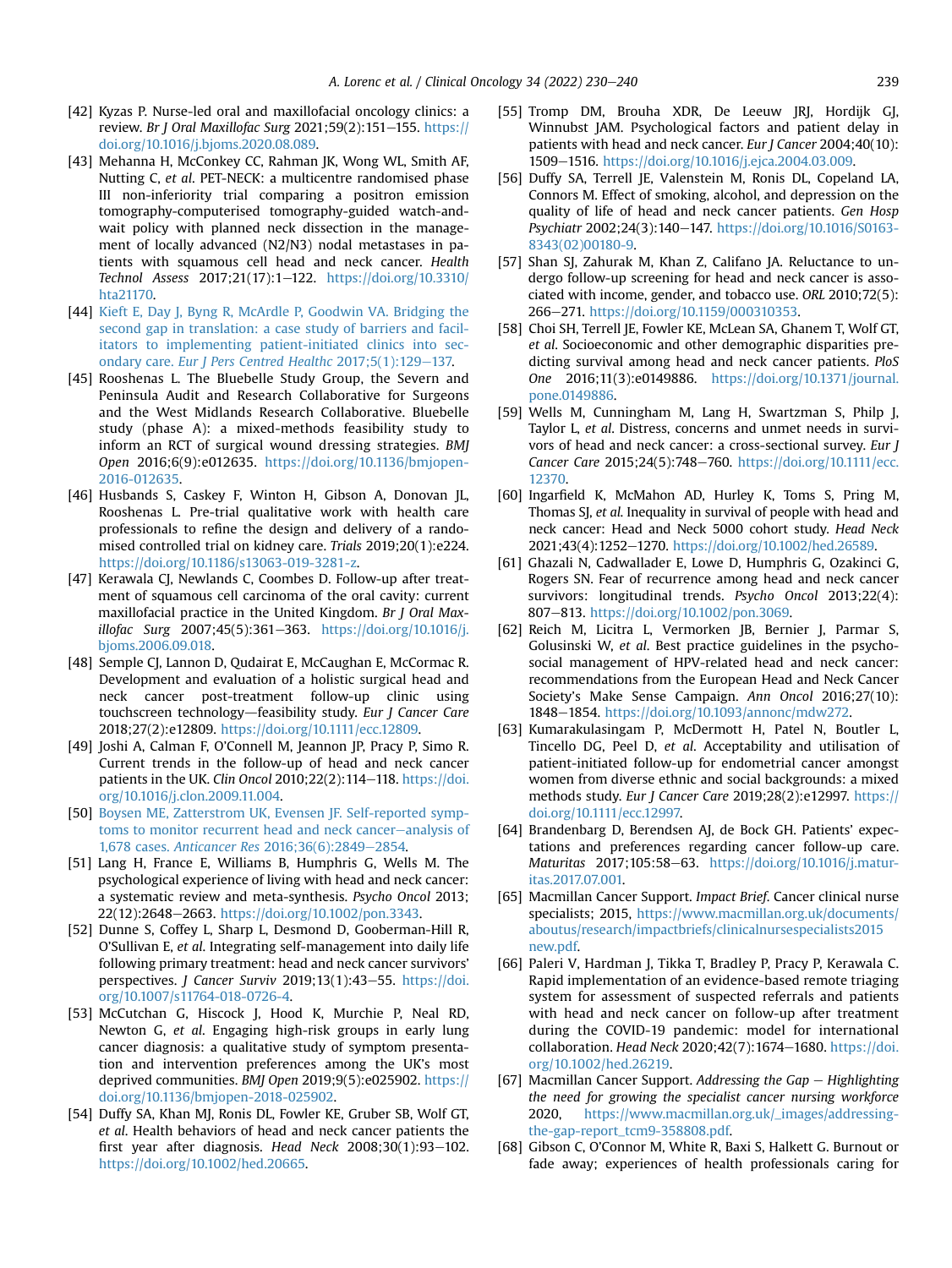[42] Kyzas P. Nurse-led oral and maxillofacial oncology clinics: a review. *Br J Oral Maxillofac Surg* 2021;59(2):151–155. https://doi.org/10.1016/j.bjoms.2020.08.089.

[43] Mehanna H, McConkey CC, Rahman JK, Wong WL, Smith AF, Nutting C, *et al*. PET-NECK: a multicentre randomised phase III non-inferiority trial comparing a positron emission tomography-computerised tomography-guided watch-and-wait policy with planned neck dissection in the management of locally advanced (N2/N3) nodal metastases in patients with squamous cell head and neck cancer. *Health Technol Assess* 2017;21(17):1–122. https://doi.org/10.3310/hta21170.

[44] Kieft E, Day J, Byng R, McArdle P, Goodwin VA. Bridging the second gap in translation: a case study of barriers and facilitators to implementing patient-initiated clinics into secondary care. *Eur J Pers Centred Healthc* 2017;5(1):129–137.

[45] Rooshenas L. The Bluebelle Study Group, the Severn and Peninsula Audit and Research Collaborative for Surgeons and the West Midlands Research Collaborative. Bluebelle study (phase A): a mixed-methods feasibility study to inform an RCT of surgical wound dressing strategies. *BMJ Open* 2016;6(9):e012635. https://doi.org/10.1136/bmjopen-2016-012635.

[46] Husbands S, Caskey F, Winton H, Gibson A, Donovan JL, Rooshenas L. Pre-trial qualitative work with health care professionals to refine the design and delivery of a randomised controlled trial on kidney care. *Trials* 2019;20(1):e224. https://doi.org/10.1186/s13063-019-3281-z.

[47] Kerawala CJ, Newlands C, Coombes D. Follow-up after treatment of squamous cell carcinoma of the oral cavity: current maxillofacial practice in the United Kingdom. *Br J Oral Maxillofac Surg* 2007;45(5):361–363. https://doi.org/10.1016/j.bjoms.2006.09.018.

[48] Semple CJ, Lannon D, Qudairat E, McCaughan E, McCormac R. Development and evaluation of a holistic surgical head and neck cancer post-treatment follow-up clinic using touchscreen technology—feasibility study. *Eur J Cancer Care* 2018;27(2):e12809. https://doi.org/10.1111/ecc.12809.

[49] Joshi A, Calman F, O'Connell M, Jeannon JP, Pracy P, Simo R. Current trends in the follow-up of head and neck cancer patients in the UK. *Clin Oncol* 2010;22(2):114–118. https://doi.org/10.1016/j.clon.2009.11.004.

[50] Boysen ME, Zatterstrom UK, Evensen JF. Self-reported symptoms to monitor recurrent head and neck cancer—analysis of 1,678 cases. *Anticancer Res* 2016;36(6):2849–2854.

[51] Lang H, France E, Williams B, Humphris G, Wells M. The psychological experience of living with head and neck cancer: a systematic review and meta-synthesis. *Psycho Oncol* 2013; 22(12):2648–2663. https://doi.org/10.1002/pon.3343.

[52] Dunne S, Coffey L, Sharp L, Desmond D, Gooberman-Hill R, O'Sullivan E, *et al*. Integrating self-management into daily life following primary treatment: head and neck cancer survivors' perspectives. *J Cancer Surviv* 2019;13(1):43–55. https://doi.org/10.1007/s11764-018-0726-4.

[53] McCutchan G, Hiscock J, Hood K, Murchie P, Neal RD, Newton G, *et al*. Engaging high-risk groups in early lung cancer diagnosis: a qualitative study of symptom presentation and intervention preferences among the UK's most deprived communities. *BMJ Open* 2019;9(5):e025902. https://doi.org/10.1136/bmjopen-2018-025902.

[54] Duffy SA, Khan MJ, Ronis DL, Fowler KE, Gruber SB, Wolf GT, *et al*. Health behaviors of head and neck cancer patients the first year after diagnosis. *Head Neck* 2008;30(1):93–102. https://doi.org/10.1002/hed.20665.

[55] Tromp DM, Brouha XDR, De Leeuw JRJ, Hordijk GJ, Winnubst JAM. Psychological factors and patient delay in patients with head and neck cancer. *Eur J Cancer* 2004;40(10): 1509–1516. https://doi.org/10.1016/j.ejca.2004.03.009.

[56] Duffy SA, Terrell JE, Valenstein M, Ronis DL, Copeland LA, Connors M. Effect of smoking, alcohol, and depression on the quality of life of head and neck cancer patients. *Gen Hosp Psychiatr* 2002;24(3):140–147. https://doi.org/10.1016/S0163-8343(02)00180-9.

[57] Shan SJ, Zahurak M, Khan Z, Califano JA. Reluctance to undergo follow-up screening for head and neck cancer is associated with income, gender, and tobacco use. *ORL* 2010;72(5): 266–271. https://doi.org/10.1159/000310353.

[58] Choi SH, Terrell JE, Fowler KE, McLean SA, Ghanem T, Wolf GT, *et al*. Socioeconomic and other demographic disparities predicting survival among head and neck cancer patients. *PloS One* 2016;11(3):e0149886. https://doi.org/10.1371/journal.pone.0149886.

[59] Wells M, Cunningham M, Lang H, Swartzman S, Philp J, Taylor L, *et al*. Distress, concerns and unmet needs in survivors of head and neck cancer: a cross-sectional survey. *Eur J Cancer Care* 2015;24(5):748–760. https://doi.org/10.1111/ecc.12370.

[60] Ingarfield K, McMahon AD, Hurley K, Toms S, Pring M, Thomas SJ, *et al*. Inequality in survival of people with head and neck cancer: Head and Neck 5000 cohort study. *Head Neck* 2021;43(4):1252–1270. https://doi.org/10.1002/hed.26589.

[61] Ghazali N, Cadwallader E, Lowe D, Humphris G, Ozakinci G, Rogers SN. Fear of recurrence among head and neck cancer survivors: longitudinal trends. *Psycho Oncol* 2013;22(4): 807–813. https://doi.org/10.1002/pon.3069.

[62] Reich M, Licitra L, Vermorken JB, Bernier J, Parmar S, Golusinski W, *et al*. Best practice guidelines in the psychosocial management of HPV-related head and neck cancer: recommendations from the European Head and Neck Cancer Society's Make Sense Campaign. *Ann Oncol* 2016;27(10): 1848–1854. https://doi.org/10.1093/annonc/mdw272.

[63] Kumarakulasingam P, McDermott H, Patel N, Boutler L, Tincello DG, Peel D, *et al*. Acceptability and utilisation of patient-initiated follow-up for endometrial cancer amongst women from diverse ethnic and social backgrounds: a mixed methods study. *Eur J Cancer Care* 2019;28(2):e12997. https://doi.org/10.1111/ecc.12997.

[64] Brandenbarg D, Berendsen AJ, de Bock GH. Patients' expectations and preferences regarding cancer follow-up care. *Maturitas* 2017;105:58–63. https://doi.org/10.1016/j.maturitas.2017.07.001.

[65] Macmillan Cancer Support. *Impact Brief*. Cancer clinical nurse specialists; 2015, https://www.macmillan.org.uk/documents/aboutus/research/impactbriefs/clinicalnursespecialists2015new.pdf.

[66] Paleri V, Hardman J, Tikka T, Bradley P, Pracy P, Kerawala C. Rapid implementation of an evidence-based remote triaging system for assessment of suspected referrals and patients with head and neck cancer on follow-up after treatment during the COVID-19 pandemic: model for international collaboration. *Head Neck* 2020;42(7):1674–1680. https://doi.org/10.1002/hed.26219.

[67] Macmillan Cancer Support. *Addressing the Gap – Highlighting the need for growing the specialist cancer nursing workforce* 2020, https://www.macmillan.org.uk/_images/addressing-the-gap-report_tcm9-358808.pdf.

[68] Gibson C, O'Connor M, White R, Baxi S, Halkett G. Burnout or fade away; experiences of health professionals caring for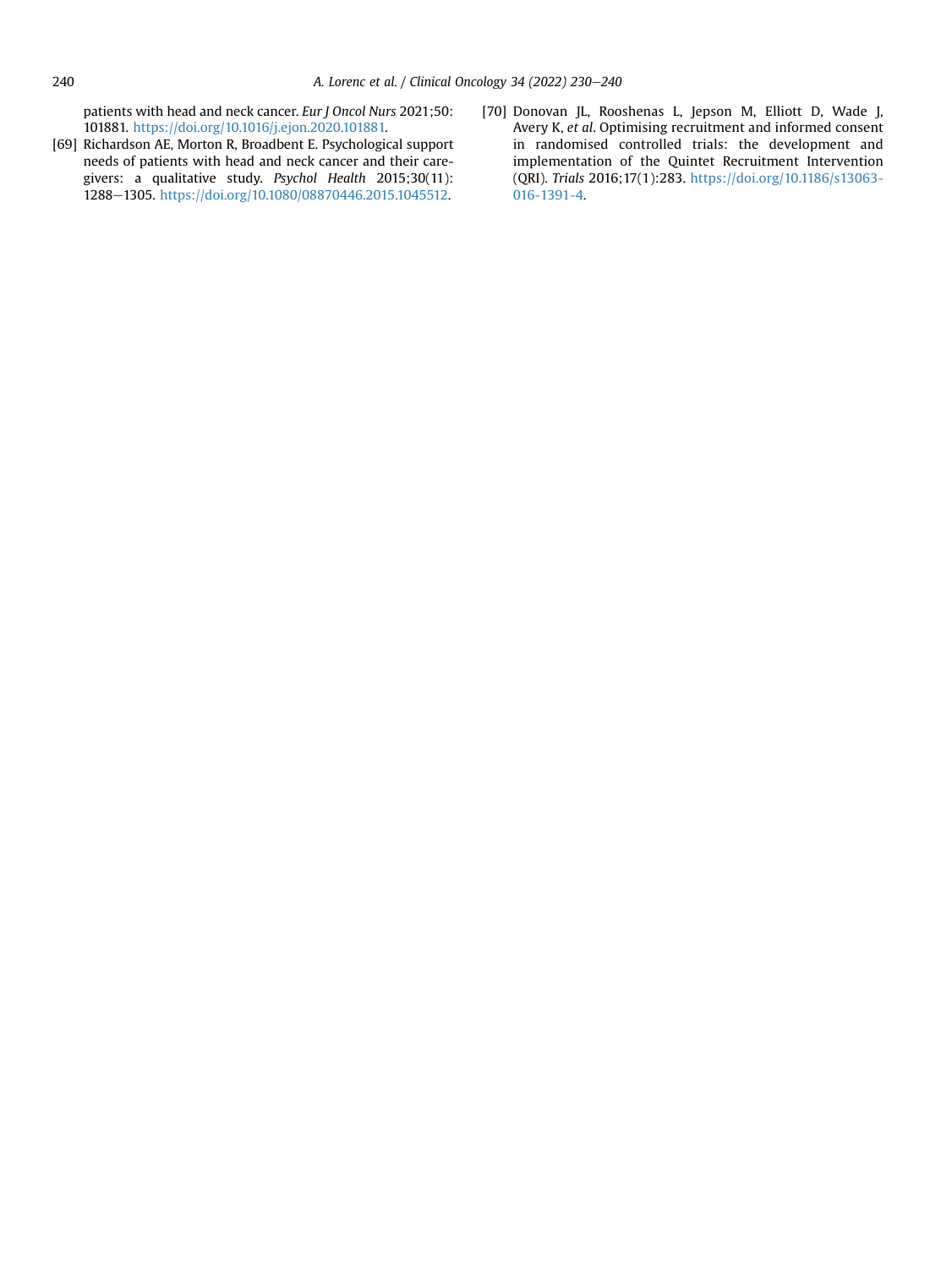patients with head and neck cancer. *Eur J Oncol Nurs* 2021;50: 101881. https://doi.org/10.1016/j.ejon.2020.101881.

[69] Richardson AE, Morton R, Broadbent E. Psychological support needs of patients with head and neck cancer and their caregivers: a qualitative study. *Psychol Health* 2015;30(11): 1288–1305. https://doi.org/10.1080/08870446.2015.1045512.

[70] Donovan JL, Rooshenas L, Jepson M, Elliott D, Wade J, Avery K, *et al*. Optimising recruitment and informed consent in randomised controlled trials: the development and implementation of the Quintet Recruitment Intervention (QRI). *Trials* 2016;17(1):283. https://doi.org/10.1186/s13063-016-1391-4.